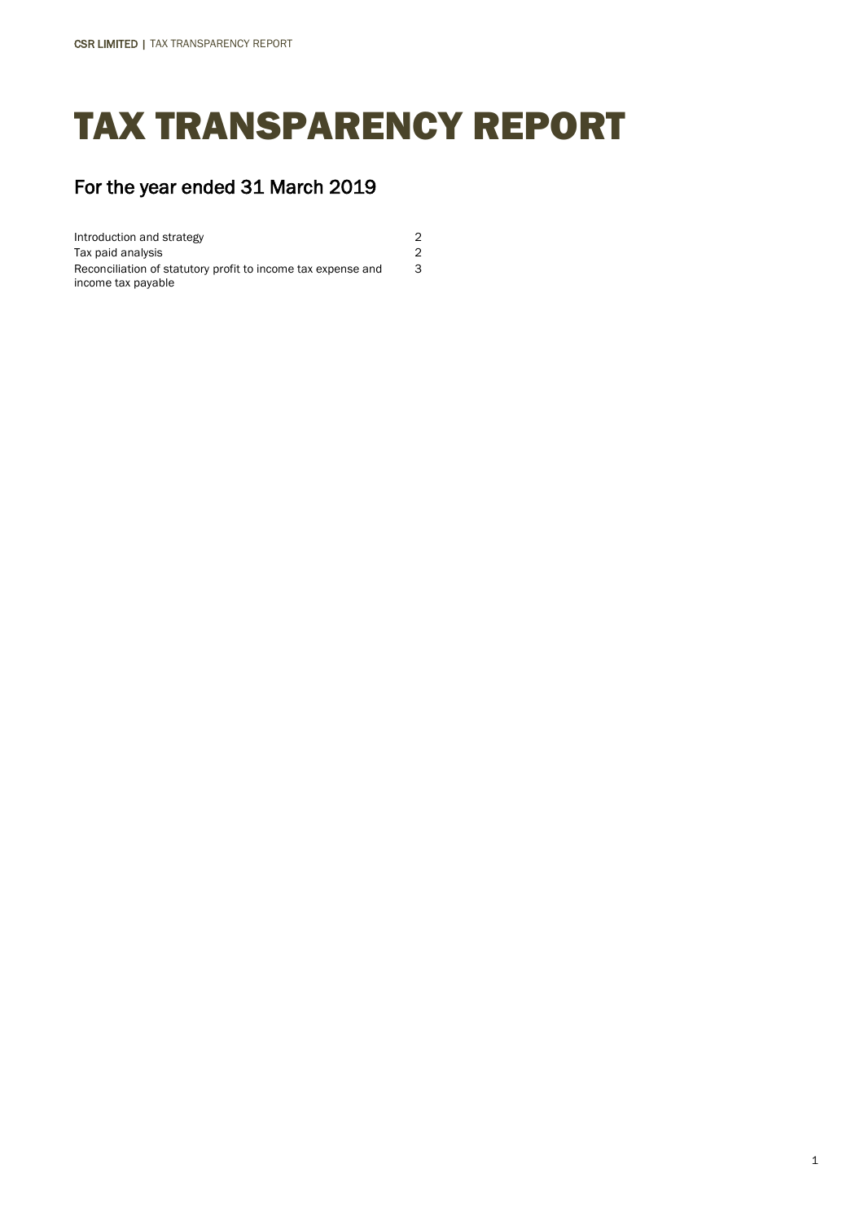# TAX TRANSPARENCY REPORT

## For the year ended 31 March 2019

| | |
|---|---|
| Introduction and strategy | 2 |
| Tax paid analysis | 2 |
| Reconciliation of statutory profit to income tax expense and income tax payable | 3 |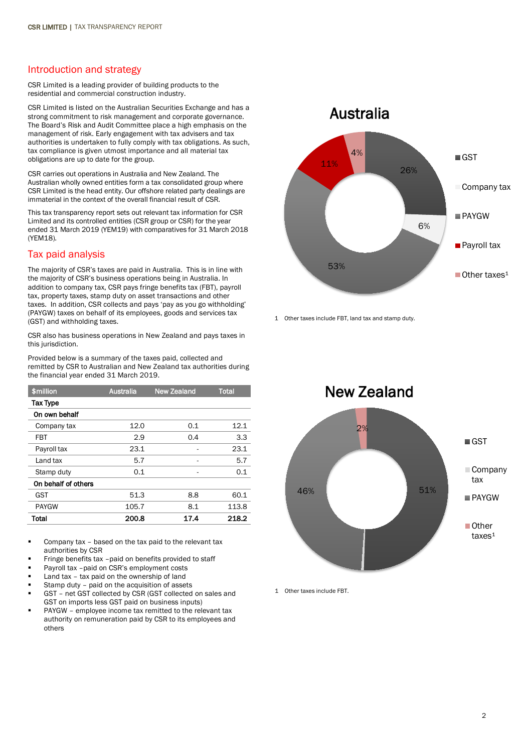## Introduction and strategy

CSR Limited is a leading provider of building products to the residential and commercial construction industry.

CSR Limited is listed on the Australian Securities Exchange and has a strong commitment to risk management and corporate governance. The Board's Risk and Audit Committee place a high emphasis on the management of risk. Early engagement with tax advisers and tax authorities is undertaken to fully comply with tax obligations. As such, tax compliance is given utmost importance and all material tax obligations are up to date for the group.

CSR carries out operations in Australia and New Zealand. The Australian wholly owned entities form a tax consolidated group where CSR Limited is the head entity. Our offshore related party dealings are immaterial in the context of the overall financial result of CSR.

This tax transparency report sets out relevant tax information for CSR Limited and its controlled entities (CSR group or CSR) for the year ended 31 March 2019 (YEM19) with comparatives for 31 March 2018 (YEM18).

## Tax paid analysis

The majority of CSR's taxes are paid in Australia. This is in line with the majority of CSR's business operations being in Australia. In addition to company tax, CSR pays fringe benefits tax (FBT), payroll tax, property taxes, stamp duty on asset transactions and other taxes. In addition, CSR collects and pays 'pay as you go withholding' (PAYGW) taxes on behalf of its employees, goods and services tax (GST) and withholding taxes.

CSR also has business operations in New Zealand and pays taxes in this jurisdiction.

Provided below is a summary of the taxes paid, collected and remitted by CSR to Australian and New Zealand tax authorities during the financial year ended 31 March 2019.

| $million | Australia | New Zealand | Total |
|---|---|---|---|
| **Tax Type** | | | |
| **On own behalf** | | | |
| Company tax | 12.0 | 0.1 | 12.1 |
| FBT | 2.9 | 0.4 | 3.3 |
| Payroll tax | 23.1 | - | 23.1 |
| Land tax | 5.7 | - | 5.7 |
| Stamp duty | 0.1 | - | 0.1 |
| **On behalf of others** | | | |
| GST | 51.3 | 8.8 | 60.1 |
| PAYGW | 105.7 | 8.1 | 113.8 |
| **Total** | **200.8** | **17.4** | **218.2** |

- Company tax – based on the tax paid to the relevant tax authorities by CSR
- Fringe benefits tax –paid on benefits provided to staff
- Payroll tax –paid on CSR's employment costs
- Land tax – tax paid on the ownership of land
- Stamp duty – paid on the acquisition of assets
- GST – net GST collected by CSR (GST collected on sales and GST on imports less GST paid on business inputs)
- PAYGW – employee income tax remitted to the relevant tax authority on remuneration paid by CSR to its employees and others

**Australia**

| Tax type | % |
|---|---|
| GST | 26% |
| Company tax | 6% |
| PAYGW | 53% |
| Payroll tax | 11% |
| Other taxes[1] | 4% |

1 Other taxes include FBT, land tax and stamp duty.

**New Zealand**

| Tax type | % |
|---|---|
| GST | 51% |
| Company tax | |
| PAYGW | 46% |
| Other taxes[1] | 2% |

1 Other taxes include FBT.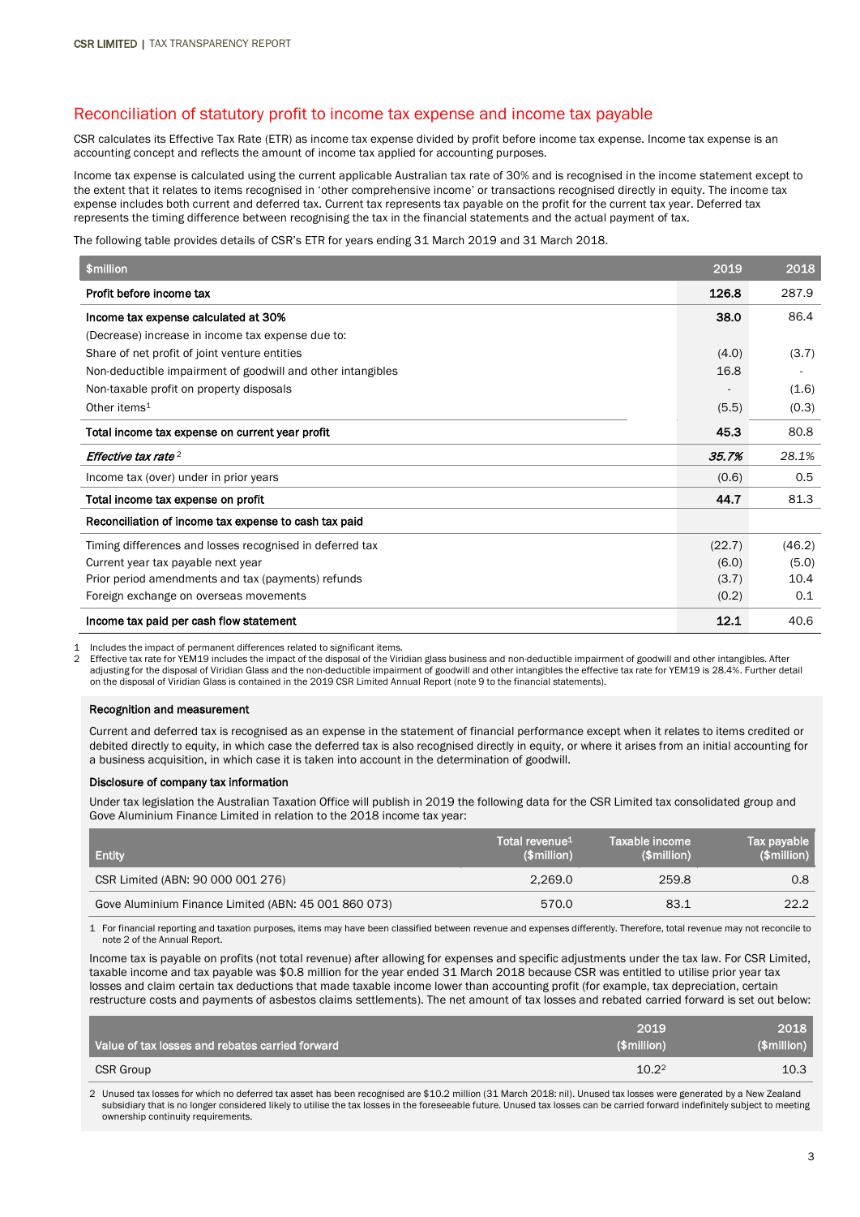## Reconciliation of statutory profit to income tax expense and income tax payable

CSR calculates its Effective Tax Rate (ETR) as income tax expense divided by profit before income tax expense. Income tax expense is an accounting concept and reflects the amount of income tax applied for accounting purposes.

Income tax expense is calculated using the current applicable Australian tax rate of 30% and is recognised in the income statement except to the extent that it relates to items recognised in 'other comprehensive income' or transactions recognised directly in equity. The income tax expense includes both current and deferred tax. Current tax represents tax payable on the profit for the current tax year. Deferred tax represents the timing difference between recognising the tax in the financial statements and the actual payment of tax.

The following table provides details of CSR's ETR for years ending 31 March 2019 and 31 March 2018.

| $million | 2019 | 2018 |
|---|---|---|
| **Profit before income tax** | **126.8** | 287.9 |
| **Income tax expense calculated at 30%** | **38.0** | 86.4 |
| (Decrease) increase in income tax expense due to: | | |
| Share of net profit of joint venture entities | (4.0) | (3.7) |
| Non-deductible impairment of goodwill and other intangibles | 16.8 | - |
| Non-taxable profit on property disposals | - | (1.6) |
| Other items[1] | (5.5) | (0.3) |
| **Total income tax expense on current year profit** | **45.3** | 80.8 |
| ***Effective tax rate*** [2] | ***35.7%*** | *28.1%* |
| Income tax (over) under in prior years | (0.6) | 0.5 |
| **Total income tax expense on profit** | **44.7** | 81.3 |
| **Reconciliation of income tax expense to cash tax paid** | | |
| Timing differences and losses recognised in deferred tax | (22.7) | (46.2) |
| Current year tax payable next year | (6.0) | (5.0) |
| Prior period amendments and tax (payments) refunds | (3.7) | 10.4 |
| Foreign exchange on overseas movements | (0.2) | 0.1 |
| **Income tax paid per cash flow statement** | **12.1** | 40.6 |

1 Includes the impact of permanent differences related to significant items.
2 Effective tax rate for YEM19 includes the impact of the disposal of the Viridian glass business and non-deductible impairment of goodwill and other intangibles. After adjusting for the disposal of Viridian Glass and the non-deductible impairment of goodwill and other intangibles the effective tax rate for YEM19 is 28.4%. Further detail on the disposal of Viridian Glass is contained in the 2019 CSR Limited Annual Report (note 9 to the financial statements).

### Recognition and measurement

Current and deferred tax is recognised as an expense in the statement of financial performance except when it relates to items credited or debited directly to equity, in which case the deferred tax is also recognised directly in equity, or where it arises from an initial accounting for a business acquisition, in which case it is taken into account in the determination of goodwill.

### Disclosure of company tax information

Under tax legislation the Australian Taxation Office will publish in 2019 the following data for the CSR Limited tax consolidated group and Gove Aluminium Finance Limited in relation to the 2018 income tax year:

| Entity | Total revenue[1] ($million) | Taxable income ($million) | Tax payable ($million) |
|---|---|---|---|
| CSR Limited (ABN: 90 000 001 276) | 2,269.0 | 259.8 | 0.8 |
| Gove Aluminium Finance Limited (ABN: 45 001 860 073) | 570.0 | 83.1 | 22.2 |

1 For financial reporting and taxation purposes, items may have been classified between revenue and expenses differently. Therefore, total revenue may not reconcile to note 2 of the Annual Report.

Income tax is payable on profits (not total revenue) after allowing for expenses and specific adjustments under the tax law. For CSR Limited, taxable income and tax payable was $0.8 million for the year ended 31 March 2018 because CSR was entitled to utilise prior year tax losses and claim certain tax deductions that made taxable income lower than accounting profit (for example, tax depreciation, certain restructure costs and payments of asbestos claims settlements). The net amount of tax losses and rebated carried forward is set out below:

| Value of tax losses and rebates carried forward | 2019 ($million) | 2018 ($million) |
|---|---|---|
| CSR Group | 10.2[2] | 10.3 |

2 Unused tax losses for which no deferred tax asset has been recognised are $10.2 million (31 March 2018: nil). Unused tax losses were generated by a New Zealand subsidiary that is no longer considered likely to utilise the tax losses in the foreseeable future. Unused tax losses can be carried forward indefinitely subject to meeting ownership continuity requirements.